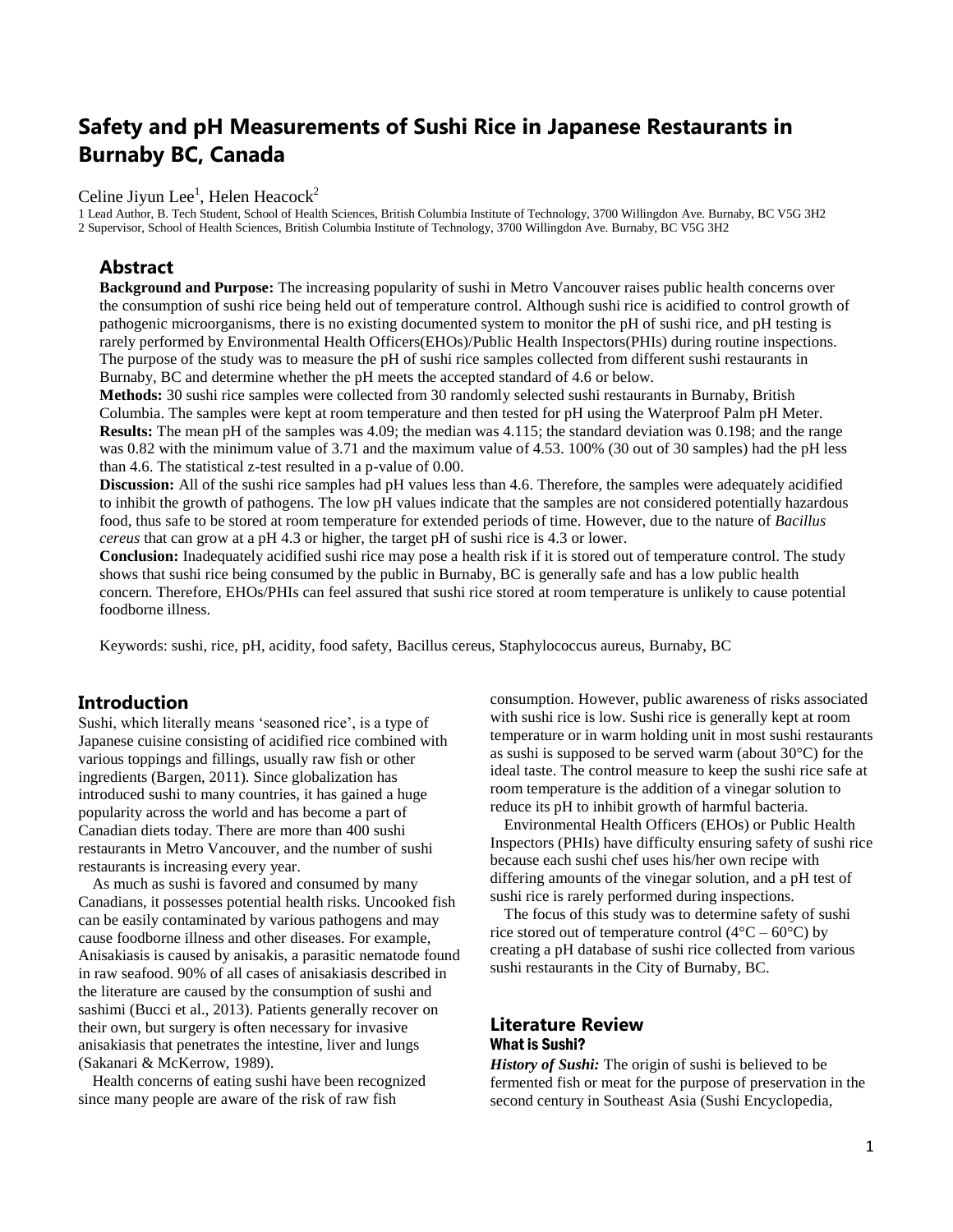# Safety and pH Measurements of Sushi Rice in Japanese Restaurants in Burnaby BC, Canada

Celine Jiyun Lee[1], Helen Heacock[2]

1 Lead Author, B. Tech Student, School of Health Sciences, British Columbia Institute of Technology, 3700 Willingdon Ave. Burnaby, BC V5G 3H2
2 Supervisor, School of Health Sciences, British Columbia Institute of Technology, 3700 Willingdon Ave. Burnaby, BC V5G 3H2

## Abstract

**Background and Purpose:** The increasing popularity of sushi in Metro Vancouver raises public health concerns over the consumption of sushi rice being held out of temperature control. Although sushi rice is acidified to control growth of pathogenic microorganisms, there is no existing documented system to monitor the pH of sushi rice, and pH testing is rarely performed by Environmental Health Officers(EHOs)/Public Health Inspectors(PHIs) during routine inspections. The purpose of the study was to measure the pH of sushi rice samples collected from different sushi restaurants in Burnaby, BC and determine whether the pH meets the accepted standard of 4.6 or below.

**Methods:** 30 sushi rice samples were collected from 30 randomly selected sushi restaurants in Burnaby, British Columbia. The samples were kept at room temperature and then tested for pH using the Waterproof Palm pH Meter.

**Results:** The mean pH of the samples was 4.09; the median was 4.115; the standard deviation was 0.198; and the range was 0.82 with the minimum value of 3.71 and the maximum value of 4.53. 100% (30 out of 30 samples) had the pH less than 4.6. The statistical z-test resulted in a p-value of 0.00.

**Discussion:** All of the sushi rice samples had pH values less than 4.6. Therefore, the samples were adequately acidified to inhibit the growth of pathogens. The low pH values indicate that the samples are not considered potentially hazardous food, thus safe to be stored at room temperature for extended periods of time. However, due to the nature of *Bacillus cereus* that can grow at a pH 4.3 or higher, the target pH of sushi rice is 4.3 or lower.

**Conclusion:** Inadequately acidified sushi rice may pose a health risk if it is stored out of temperature control. The study shows that sushi rice being consumed by the public in Burnaby, BC is generally safe and has a low public health concern. Therefore, EHOs/PHIs can feel assured that sushi rice stored at room temperature is unlikely to cause potential foodborne illness.

Keywords: sushi, rice, pH, acidity, food safety, Bacillus cereus, Staphylococcus aureus, Burnaby, BC

## Introduction

Sushi, which literally means 'seasoned rice', is a type of Japanese cuisine consisting of acidified rice combined with various toppings and fillings, usually raw fish or other ingredients (Bargen, 2011). Since globalization has introduced sushi to many countries, it has gained a huge popularity across the world and has become a part of Canadian diets today. There are more than 400 sushi restaurants in Metro Vancouver, and the number of sushi restaurants is increasing every year.

As much as sushi is favored and consumed by many Canadians, it possesses potential health risks. Uncooked fish can be easily contaminated by various pathogens and may cause foodborne illness and other diseases. For example, Anisakiasis is caused by anisakis, a parasitic nematode found in raw seafood. 90% of all cases of anisakiasis described in the literature are caused by the consumption of sushi and sashimi (Bucci et al., 2013). Patients generally recover on their own, but surgery is often necessary for invasive anisakiasis that penetrates the intestine, liver and lungs (Sakanari & McKerrow, 1989).

Health concerns of eating sushi have been recognized since many people are aware of the risk of raw fish consumption. However, public awareness of risks associated with sushi rice is low. Sushi rice is generally kept at room temperature or in warm holding unit in most sushi restaurants as sushi is supposed to be served warm (about 30°C) for the ideal taste. The control measure to keep the sushi rice safe at room temperature is the addition of a vinegar solution to reduce its pH to inhibit growth of harmful bacteria.

Environmental Health Officers (EHOs) or Public Health Inspectors (PHIs) have difficulty ensuring safety of sushi rice because each sushi chef uses his/her own recipe with differing amounts of the vinegar solution, and a pH test of sushi rice is rarely performed during inspections.

The focus of this study was to determine safety of sushi rice stored out of temperature control (4°C – 60°C) by creating a pH database of sushi rice collected from various sushi restaurants in the City of Burnaby, BC.

## Literature Review

### What is Sushi?

***History of Sushi:*** The origin of sushi is believed to be fermented fish or meat for the purpose of preservation in the second century in Southeast Asia (Sushi Encyclopedia,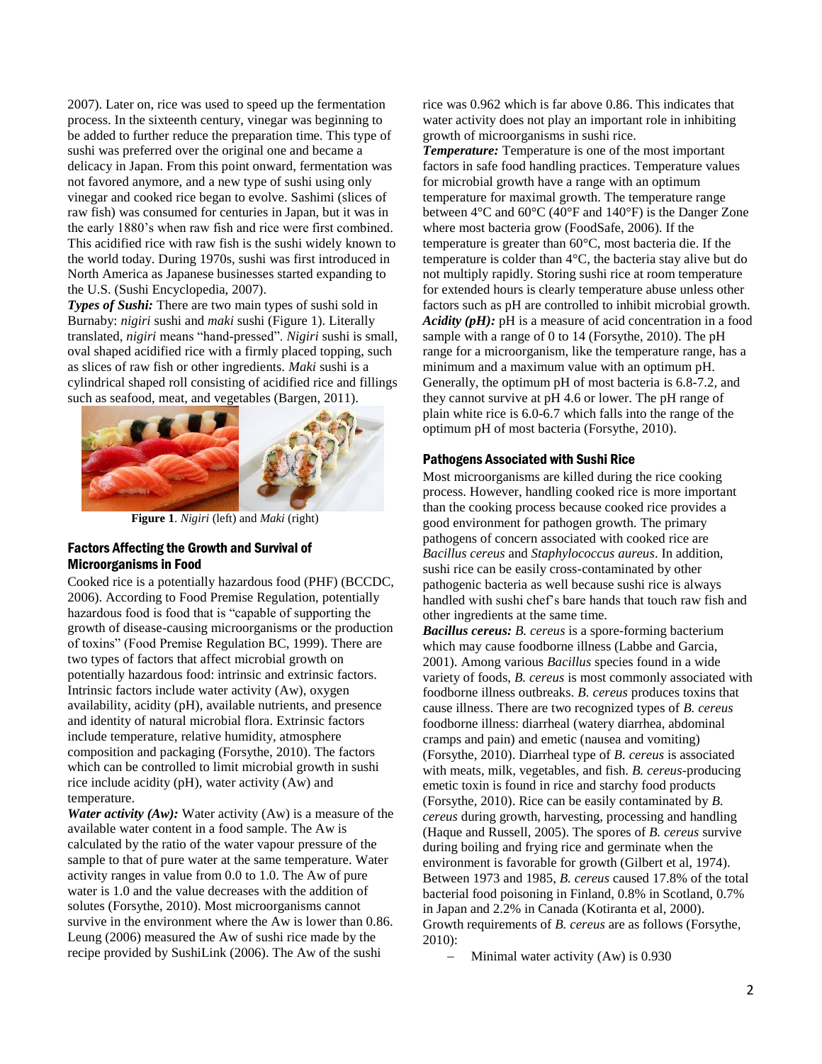2007). Later on, rice was used to speed up the fermentation process. In the sixteenth century, vinegar was beginning to be added to further reduce the preparation time. This type of sushi was preferred over the original one and became a delicacy in Japan. From this point onward, fermentation was not favored anymore, and a new type of sushi using only vinegar and cooked rice began to evolve. Sashimi (slices of raw fish) was consumed for centuries in Japan, but it was in the early 1880's when raw fish and rice were first combined. This acidified rice with raw fish is the sushi widely known to the world today. During 1970s, sushi was first introduced in North America as Japanese businesses started expanding to the U.S. (Sushi Encyclopedia, 2007).

***Types of Sushi:*** There are two main types of sushi sold in Burnaby: *nigiri* sushi and *maki* sushi (Figure 1). Literally translated, *nigiri* means "hand-pressed". *Nigiri* sushi is small, oval shaped acidified rice with a firmly placed topping, such as slices of raw fish or other ingredients. *Maki* sushi is a cylindrical shaped roll consisting of acidified rice and fillings such as seafood, meat, and vegetables (Bargen, 2011).

**Figure 1**. *Nigiri* (left) and *Maki* (right)

## Factors Affecting the Growth and Survival of Microorganisms in Food

Cooked rice is a potentially hazardous food (PHF) (BCCDC, 2006). According to Food Premise Regulation, potentially hazardous food is food that is "capable of supporting the growth of disease-causing microorganisms or the production of toxins" (Food Premise Regulation BC, 1999). There are two types of factors that affect microbial growth on potentially hazardous food: intrinsic and extrinsic factors. Intrinsic factors include water activity (Aw), oxygen availability, acidity (pH), available nutrients, and presence and identity of natural microbial flora. Extrinsic factors include temperature, relative humidity, atmosphere composition and packaging (Forsythe, 2010). The factors which can be controlled to limit microbial growth in sushi rice include acidity (pH), water activity (Aw) and temperature.

***Water activity (Aw):*** Water activity (Aw) is a measure of the available water content in a food sample. The Aw is calculated by the ratio of the water vapour pressure of the sample to that of pure water at the same temperature. Water activity ranges in value from 0.0 to 1.0. The Aw of pure water is 1.0 and the value decreases with the addition of solutes (Forsythe, 2010). Most microorganisms cannot survive in the environment where the Aw is lower than 0.86. Leung (2006) measured the Aw of sushi rice made by the recipe provided by SushiLink (2006). The Aw of the sushi rice was 0.962 which is far above 0.86. This indicates that water activity does not play an important role in inhibiting growth of microorganisms in sushi rice.

***Temperature:*** Temperature is one of the most important factors in safe food handling practices. Temperature values for microbial growth have a range with an optimum temperature for maximal growth. The temperature range between 4°C and 60°C (40°F and 140°F) is the Danger Zone where most bacteria grow (FoodSafe, 2006). If the temperature is greater than 60°C, most bacteria die. If the temperature is colder than 4°C, the bacteria stay alive but do not multiply rapidly. Storing sushi rice at room temperature for extended hours is clearly temperature abuse unless other factors such as pH are controlled to inhibit microbial growth.

***Acidity (pH):*** pH is a measure of acid concentration in a food sample with a range of 0 to 14 (Forsythe, 2010). The pH range for a microorganism, like the temperature range, has a minimum and a maximum value with an optimum pH. Generally, the optimum pH of most bacteria is 6.8-7.2, and they cannot survive at pH 4.6 or lower. The pH range of plain white rice is 6.0-6.7 which falls into the range of the optimum pH of most bacteria (Forsythe, 2010).

## Pathogens Associated with Sushi Rice

Most microorganisms are killed during the rice cooking process. However, handling cooked rice is more important than the cooking process because cooked rice provides a good environment for pathogen growth. The primary pathogens of concern associated with cooked rice are *Bacillus cereus* and *Staphylococcus aureus*. In addition, sushi rice can be easily cross-contaminated by other pathogenic bacteria as well because sushi rice is always handled with sushi chef's bare hands that touch raw fish and other ingredients at the same time.

***Bacillus cereus:*** *B. cereus* is a spore-forming bacterium which may cause foodborne illness (Labbe and Garcia, 2001). Among various *Bacillus* species found in a wide variety of foods, *B. cereus* is most commonly associated with foodborne illness outbreaks. *B. cereus* produces toxins that cause illness. There are two recognized types of *B. cereus* foodborne illness: diarrheal (watery diarrhea, abdominal cramps and pain) and emetic (nausea and vomiting) (Forsythe, 2010). Diarrheal type of *B. cereus* is associated with meats, milk, vegetables, and fish. *B. cereus*-producing emetic toxin is found in rice and starchy food products (Forsythe, 2010). Rice can be easily contaminated by *B. cereus* during growth, harvesting, processing and handling (Haque and Russell, 2005). The spores of *B. cereus* survive during boiling and frying rice and germinate when the environment is favorable for growth (Gilbert et al, 1974). Between 1973 and 1985, *B. cereus* caused 17.8% of the total bacterial food poisoning in Finland, 0.8% in Scotland, 0.7% in Japan and 2.2% in Canada (Kotiranta et al, 2000). Growth requirements of *B. cereus* are as follows (Forsythe, 2010):

- Minimal water activity (Aw) is 0.930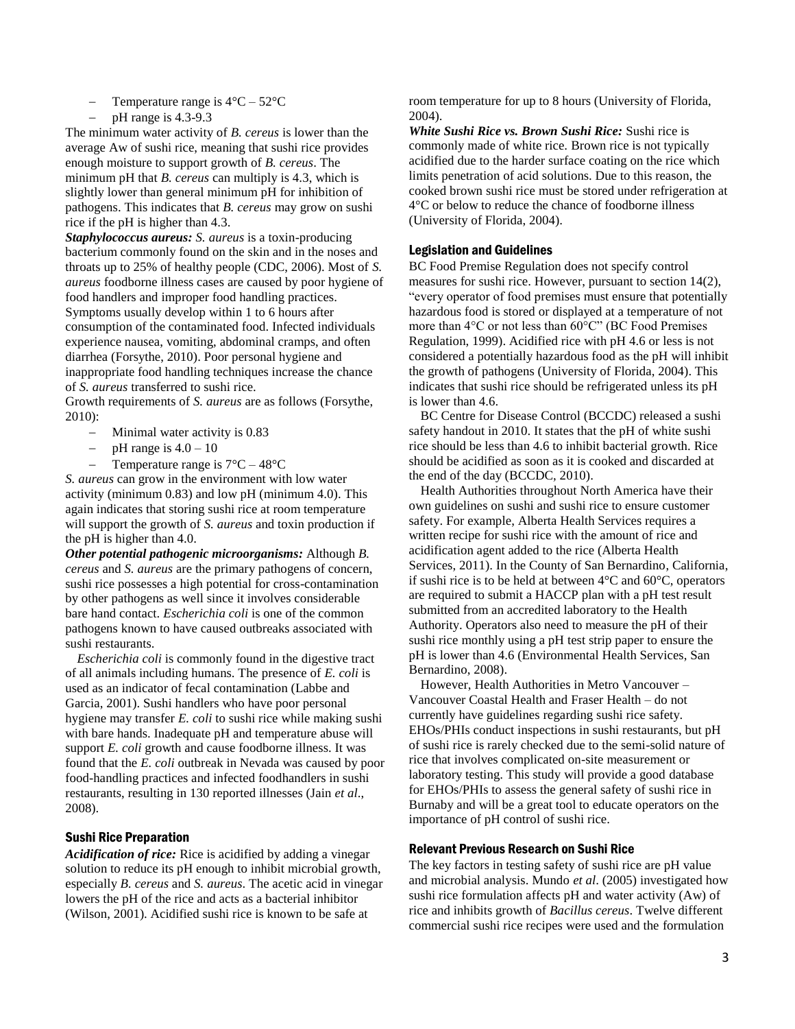- Temperature range is 4°C – 52°C
- pH range is 4.3-9.3

The minimum water activity of *B. cereus* is lower than the average Aw of sushi rice, meaning that sushi rice provides enough moisture to support growth of *B. cereus*. The minimum pH that *B. cereus* can multiply is 4.3, which is slightly lower than general minimum pH for inhibition of pathogens. This indicates that *B. cereus* may grow on sushi rice if the pH is higher than 4.3.

***Staphylococcus aureus:*** *S. aureus* is a toxin-producing bacterium commonly found on the skin and in the noses and throats up to 25% of healthy people (CDC, 2006). Most of *S. aureus* foodborne illness cases are caused by poor hygiene of food handlers and improper food handling practices. Symptoms usually develop within 1 to 6 hours after consumption of the contaminated food. Infected individuals experience nausea, vomiting, abdominal cramps, and often diarrhea (Forsythe, 2010). Poor personal hygiene and inappropriate food handling techniques increase the chance of *S. aureus* transferred to sushi rice.

Growth requirements of *S. aureus* are as follows (Forsythe, 2010):

- Minimal water activity is 0.83
- pH range is 4.0 – 10
- Temperature range is 7°C – 48°C

*S. aureus* can grow in the environment with low water activity (minimum 0.83) and low pH (minimum 4.0). This again indicates that storing sushi rice at room temperature will support the growth of *S. aureus* and toxin production if the pH is higher than 4.0.

***Other potential pathogenic microorganisms:*** Although *B. cereus* and *S. aureus* are the primary pathogens of concern, sushi rice possesses a high potential for cross-contamination by other pathogens as well since it involves considerable bare hand contact. *Escherichia coli* is one of the common pathogens known to have caused outbreaks associated with sushi restaurants.

*Escherichia coli* is commonly found in the digestive tract of all animals including humans. The presence of *E. coli* is used as an indicator of fecal contamination (Labbe and Garcia, 2001). Sushi handlers who have poor personal hygiene may transfer *E. coli* to sushi rice while making sushi with bare hands. Inadequate pH and temperature abuse will support *E. coli* growth and cause foodborne illness. It was found that the *E. coli* outbreak in Nevada was caused by poor food-handling practices and infected foodhandlers in sushi restaurants, resulting in 130 reported illnesses (Jain *et al*., 2008).

### Sushi Rice Preparation

***Acidification of rice:*** Rice is acidified by adding a vinegar solution to reduce its pH enough to inhibit microbial growth, especially *B. cereus* and *S. aureus*. The acetic acid in vinegar lowers the pH of the rice and acts as a bacterial inhibitor (Wilson, 2001). Acidified sushi rice is known to be safe at room temperature for up to 8 hours (University of Florida, 2004).

***White Sushi Rice vs. Brown Sushi Rice:*** Sushi rice is commonly made of white rice. Brown rice is not typically acidified due to the harder surface coating on the rice which limits penetration of acid solutions. Due to this reason, the cooked brown sushi rice must be stored under refrigeration at 4°C or below to reduce the chance of foodborne illness (University of Florida, 2004).

### Legislation and Guidelines

BC Food Premise Regulation does not specify control measures for sushi rice. However, pursuant to section 14(2), "every operator of food premises must ensure that potentially hazardous food is stored or displayed at a temperature of not more than 4°C or not less than 60°C" (BC Food Premises Regulation, 1999). Acidified rice with pH 4.6 or less is not considered a potentially hazardous food as the pH will inhibit the growth of pathogens (University of Florida, 2004). This indicates that sushi rice should be refrigerated unless its pH is lower than 4.6.

BC Centre for Disease Control (BCCDC) released a sushi safety handout in 2010. It states that the pH of white sushi rice should be less than 4.6 to inhibit bacterial growth. Rice should be acidified as soon as it is cooked and discarded at the end of the day (BCCDC, 2010).

Health Authorities throughout North America have their own guidelines on sushi and sushi rice to ensure customer safety. For example, Alberta Health Services requires a written recipe for sushi rice with the amount of rice and acidification agent added to the rice (Alberta Health Services, 2011). In the County of San Bernardino, California, if sushi rice is to be held at between 4°C and 60°C, operators are required to submit a HACCP plan with a pH test result submitted from an accredited laboratory to the Health Authority. Operators also need to measure the pH of their sushi rice monthly using a pH test strip paper to ensure the pH is lower than 4.6 (Environmental Health Services, San Bernardino, 2008).

However, Health Authorities in Metro Vancouver – Vancouver Coastal Health and Fraser Health – do not currently have guidelines regarding sushi rice safety. EHOs/PHIs conduct inspections in sushi restaurants, but pH of sushi rice is rarely checked due to the semi-solid nature of rice that involves complicated on-site measurement or laboratory testing. This study will provide a good database for EHOs/PHIs to assess the general safety of sushi rice in Burnaby and will be a great tool to educate operators on the importance of pH control of sushi rice.

### Relevant Previous Research on Sushi Rice

The key factors in testing safety of sushi rice are pH value and microbial analysis. Mundo *et al*. (2005) investigated how sushi rice formulation affects pH and water activity (Aw) of rice and inhibits growth of *Bacillus cereus*. Twelve different commercial sushi rice recipes were used and the formulation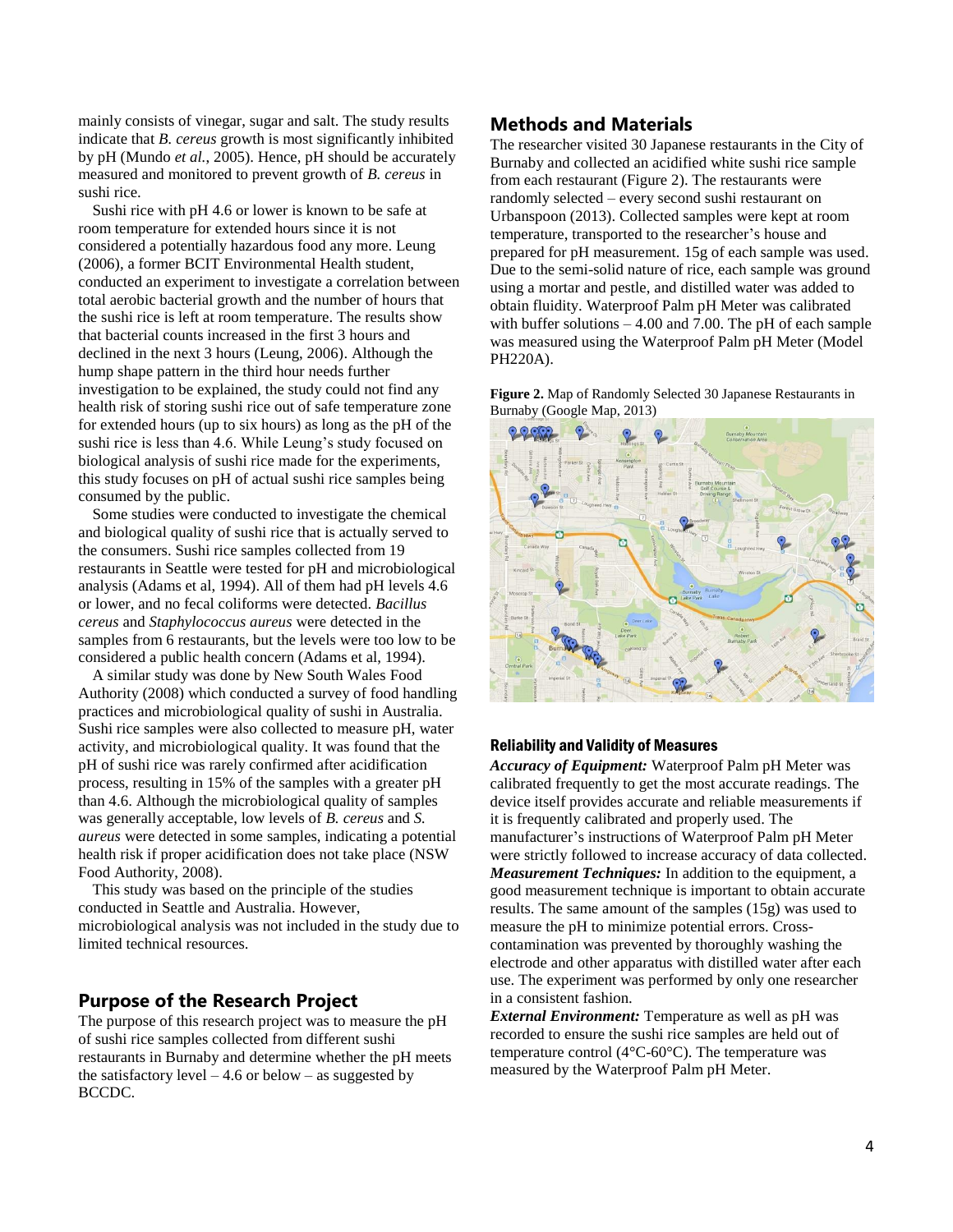mainly consists of vinegar, sugar and salt. The study results indicate that *B. cereus* growth is most significantly inhibited by pH (Mundo *et al.*, 2005). Hence, pH should be accurately measured and monitored to prevent growth of *B. cereus* in sushi rice.

Sushi rice with pH 4.6 or lower is known to be safe at room temperature for extended hours since it is not considered a potentially hazardous food any more. Leung (2006), a former BCIT Environmental Health student, conducted an experiment to investigate a correlation between total aerobic bacterial growth and the number of hours that the sushi rice is left at room temperature. The results show that bacterial counts increased in the first 3 hours and declined in the next 3 hours (Leung, 2006). Although the hump shape pattern in the third hour needs further investigation to be explained, the study could not find any health risk of storing sushi rice out of safe temperature zone for extended hours (up to six hours) as long as the pH of the sushi rice is less than 4.6. While Leung's study focused on biological analysis of sushi rice made for the experiments, this study focuses on pH of actual sushi rice samples being consumed by the public.

Some studies were conducted to investigate the chemical and biological quality of sushi rice that is actually served to the consumers. Sushi rice samples collected from 19 restaurants in Seattle were tested for pH and microbiological analysis (Adams et al, 1994). All of them had pH levels 4.6 or lower, and no fecal coliforms were detected. *Bacillus cereus* and *Staphylococcus aureus* were detected in the samples from 6 restaurants, but the levels were too low to be considered a public health concern (Adams et al, 1994).

A similar study was done by New South Wales Food Authority (2008) which conducted a survey of food handling practices and microbiological quality of sushi in Australia. Sushi rice samples were also collected to measure pH, water activity, and microbiological quality. It was found that the pH of sushi rice was rarely confirmed after acidification process, resulting in 15% of the samples with a greater pH than 4.6. Although the microbiological quality of samples was generally acceptable, low levels of *B. cereus* and *S. aureus* were detected in some samples, indicating a potential health risk if proper acidification does not take place (NSW Food Authority, 2008).

This study was based on the principle of the studies conducted in Seattle and Australia. However, microbiological analysis was not included in the study due to limited technical resources.

## Purpose of the Research Project

The purpose of this research project was to measure the pH of sushi rice samples collected from different sushi restaurants in Burnaby and determine whether the pH meets the satisfactory level – 4.6 or below – as suggested by BCCDC.

## Methods and Materials

The researcher visited 30 Japanese restaurants in the City of Burnaby and collected an acidified white sushi rice sample from each restaurant (Figure 2). The restaurants were randomly selected – every second sushi restaurant on Urbanspoon (2013). Collected samples were kept at room temperature, transported to the researcher's house and prepared for pH measurement. 15g of each sample was used. Due to the semi-solid nature of rice, each sample was ground using a mortar and pestle, and distilled water was added to obtain fluidity. Waterproof Palm pH Meter was calibrated with buffer solutions – 4.00 and 7.00. The pH of each sample was measured using the Waterproof Palm pH Meter (Model PH220A).

**Figure 2.** Map of Randomly Selected 30 Japanese Restaurants in Burnaby (Google Map, 2013)

### Reliability and Validity of Measures

***Accuracy of Equipment:*** Waterproof Palm pH Meter was calibrated frequently to get the most accurate readings. The device itself provides accurate and reliable measurements if it is frequently calibrated and properly used. The manufacturer's instructions of Waterproof Palm pH Meter were strictly followed to increase accuracy of data collected.
***Measurement Techniques:*** In addition to the equipment, a good measurement technique is important to obtain accurate results. The same amount of the samples (15g) was used to measure the pH to minimize potential errors. Cross-contamination was prevented by thoroughly washing the electrode and other apparatus with distilled water after each use. The experiment was performed by only one researcher in a consistent fashion.
***External Environment:*** Temperature as well as pH was recorded to ensure the sushi rice samples are held out of temperature control (4°C-60°C). The temperature was measured by the Waterproof Palm pH Meter.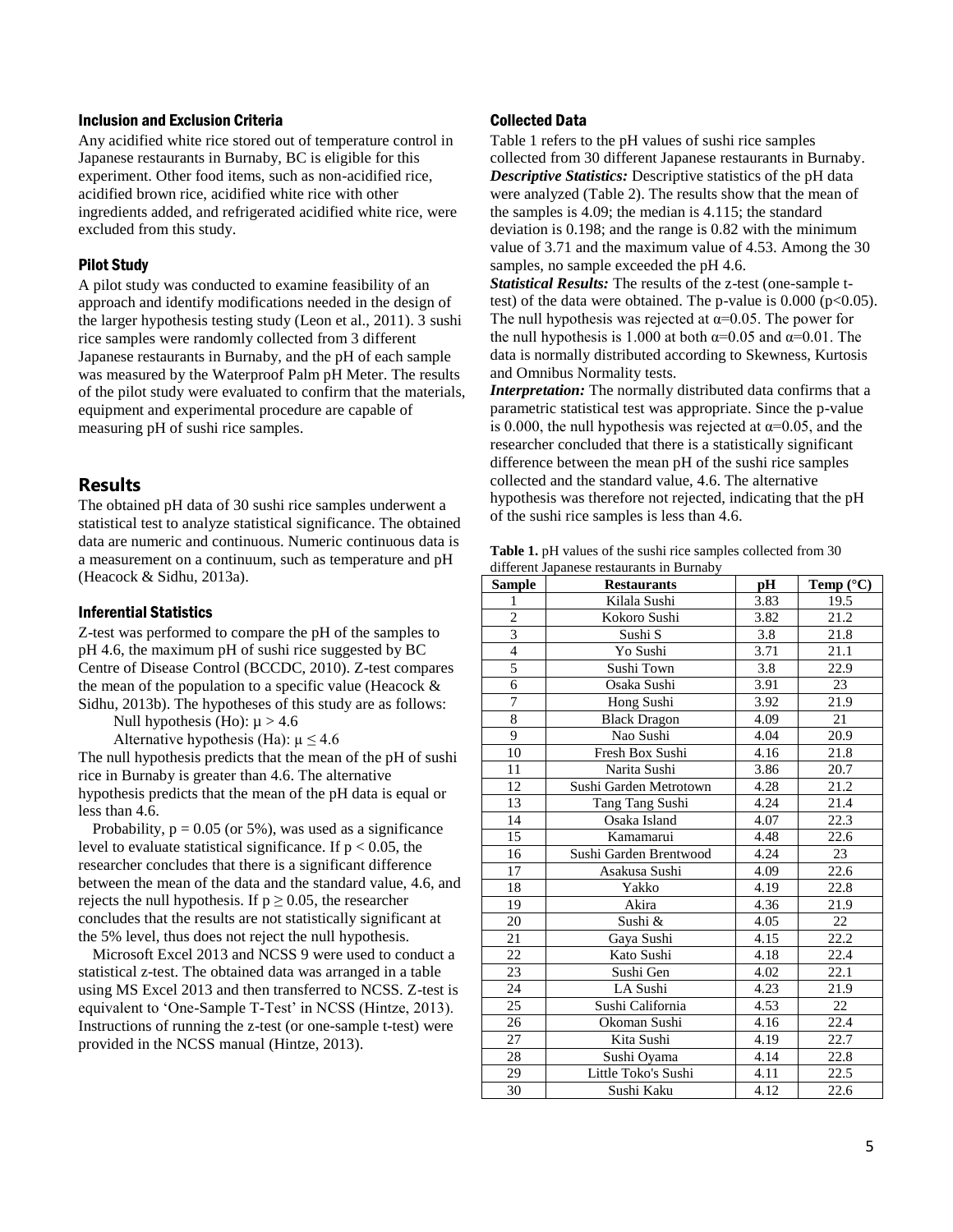### Inclusion and Exclusion Criteria

Any acidified white rice stored out of temperature control in Japanese restaurants in Burnaby, BC is eligible for this experiment. Other food items, such as non-acidified rice, acidified brown rice, acidified white rice with other ingredients added, and refrigerated acidified white rice, were excluded from this study.

### Pilot Study

A pilot study was conducted to examine feasibility of an approach and identify modifications needed in the design of the larger hypothesis testing study (Leon et al., 2011). 3 sushi rice samples were randomly collected from 3 different Japanese restaurants in Burnaby, and the pH of each sample was measured by the Waterproof Palm pH Meter. The results of the pilot study were evaluated to confirm that the materials, equipment and experimental procedure are capable of measuring pH of sushi rice samples.

## Results

The obtained pH data of 30 sushi rice samples underwent a statistical test to analyze statistical significance. The obtained data are numeric and continuous. Numeric continuous data is a measurement on a continuum, such as temperature and pH (Heacock & Sidhu, 2013a).

### Inferential Statistics

Z-test was performed to compare the pH of the samples to pH 4.6, the maximum pH of sushi rice suggested by BC Centre of Disease Control (BCCDC, 2010). Z-test compares the mean of the population to a specific value (Heacock & Sidhu, 2013b). The hypotheses of this study are as follows:

Null hypothesis (Ho): $\mu > 4.6$

Alternative hypothesis (Ha): $\mu \leq 4.6$

The null hypothesis predicts that the mean of the pH of sushi rice in Burnaby is greater than 4.6. The alternative hypothesis predicts that the mean of the pH data is equal or less than 4.6.

Probability, $p = 0.05$ (or 5%), was used as a significance level to evaluate statistical significance. If $p < 0.05$, the researcher concludes that there is a significant difference between the mean of the data and the standard value, 4.6, and rejects the null hypothesis. If $p \geq 0.05$, the researcher concludes that the results are not statistically significant at the 5% level, thus does not reject the null hypothesis.

Microsoft Excel 2013 and NCSS 9 were used to conduct a statistical z-test. The obtained data was arranged in a table using MS Excel 2013 and then transferred to NCSS. Z-test is equivalent to 'One-Sample T-Test' in NCSS (Hintze, 2013). Instructions of running the z-test (or one-sample t-test) were provided in the NCSS manual (Hintze, 2013).

### Collected Data

Table 1 refers to the pH values of sushi rice samples collected from 30 different Japanese restaurants in Burnaby.

***Descriptive Statistics:*** Descriptive statistics of the pH data were analyzed (Table 2). The results show that the mean of the samples is 4.09; the median is 4.115; the standard deviation is 0.198; and the range is 0.82 with the minimum value of 3.71 and the maximum value of 4.53. Among the 30 samples, no sample exceeded the pH 4.6.

***Statistical Results:*** The results of the z-test (one-sample t-test) of the data were obtained. The p-value is 0.000 ($p<0.05$). The null hypothesis was rejected at $\alpha=0.05$. The power for the null hypothesis is 1.000 at both $\alpha=0.05$ and $\alpha=0.01$. The data is normally distributed according to Skewness, Kurtosis and Omnibus Normality tests.

***Interpretation:*** The normally distributed data confirms that a parametric statistical test was appropriate. Since the p-value is 0.000, the null hypothesis was rejected at $\alpha=0.05$, and the researcher concluded that there is a statistically significant difference between the mean pH of the sushi rice samples collected and the standard value, 4.6. The alternative hypothesis was therefore not rejected, indicating that the pH of the sushi rice samples is less than 4.6.

**Table 1.** pH values of the sushi rice samples collected from 30 different Japanese restaurants in Burnaby

| Sample | Restaurants | pH | Temp (°C) |
|---|---|---|---|
| 1 | Kilala Sushi | 3.83 | 19.5 |
| 2 | Kokoro Sushi | 3.82 | 21.2 |
| 3 | Sushi S | 3.8 | 21.8 |
| 4 | Yo Sushi | 3.71 | 21.1 |
| 5 | Sushi Town | 3.8 | 22.9 |
| 6 | Osaka Sushi | 3.91 | 23 |
| 7 | Hong Sushi | 3.92 | 21.9 |
| 8 | Black Dragon | 4.09 | 21 |
| 9 | Nao Sushi | 4.04 | 20.9 |
| 10 | Fresh Box Sushi | 4.16 | 21.8 |
| 11 | Narita Sushi | 3.86 | 20.7 |
| 12 | Sushi Garden Metrotown | 4.28 | 21.2 |
| 13 | Tang Tang Sushi | 4.24 | 21.4 |
| 14 | Osaka Island | 4.07 | 22.3 |
| 15 | Kamamarui | 4.48 | 22.6 |
| 16 | Sushi Garden Brentwood | 4.24 | 23 |
| 17 | Asakusa Sushi | 4.09 | 22.6 |
| 18 | Yakko | 4.19 | 22.8 |
| 19 | Akira | 4.36 | 21.9 |
| 20 | Sushi & | 4.05 | 22 |
| 21 | Gaya Sushi | 4.15 | 22.2 |
| 22 | Kato Sushi | 4.18 | 22.4 |
| 23 | Sushi Gen | 4.02 | 22.1 |
| 24 | LA Sushi | 4.23 | 21.9 |
| 25 | Sushi California | 4.53 | 22 |
| 26 | Okoman Sushi | 4.16 | 22.4 |
| 27 | Kita Sushi | 4.19 | 22.7 |
| 28 | Sushi Oyama | 4.14 | 22.8 |
| 29 | Little Toko's Sushi | 4.11 | 22.5 |
| 30 | Sushi Kaku | 4.12 | 22.6 |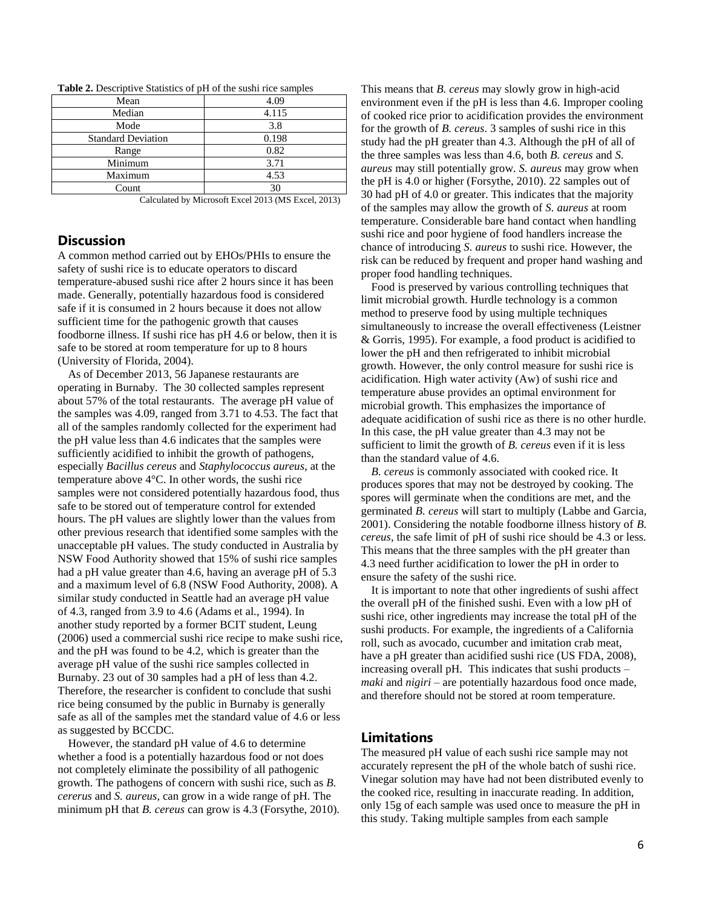**Table 2.** Descriptive Statistics of pH of the sushi rice samples

| | |
|---|---|
| Mean | 4.09 |
| Median | 4.115 |
| Mode | 3.8 |
| Standard Deviation | 0.198 |
| Range | 0.82 |
| Minimum | 3.71 |
| Maximum | 4.53 |
| Count | 30 |

Calculated by Microsoft Excel 2013 (MS Excel, 2013)

## Discussion

A common method carried out by EHOs/PHIs to ensure the safety of sushi rice is to educate operators to discard temperature-abused sushi rice after 2 hours since it has been made. Generally, potentially hazardous food is considered safe if it is consumed in 2 hours because it does not allow sufficient time for the pathogenic growth that causes foodborne illness. If sushi rice has pH 4.6 or below, then it is safe to be stored at room temperature for up to 8 hours (University of Florida, 2004).

As of December 2013, 56 Japanese restaurants are operating in Burnaby. The 30 collected samples represent about 57% of the total restaurants. The average pH value of the samples was 4.09, ranged from 3.71 to 4.53. The fact that all of the samples randomly collected for the experiment had the pH value less than 4.6 indicates that the samples were sufficiently acidified to inhibit the growth of pathogens, especially *Bacillus cereus* and *Staphylococcus aureus*, at the temperature above 4°C. In other words, the sushi rice samples were not considered potentially hazardous food, thus safe to be stored out of temperature control for extended hours. The pH values are slightly lower than the values from other previous research that identified some samples with the unacceptable pH values. The study conducted in Australia by NSW Food Authority showed that 15% of sushi rice samples had a pH value greater than 4.6, having an average pH of 5.3 and a maximum level of 6.8 (NSW Food Authority, 2008). A similar study conducted in Seattle had an average pH value of 4.3, ranged from 3.9 to 4.6 (Adams et al., 1994). In another study reported by a former BCIT student, Leung (2006) used a commercial sushi rice recipe to make sushi rice, and the pH was found to be 4.2, which is greater than the average pH value of the sushi rice samples collected in Burnaby. 23 out of 30 samples had a pH of less than 4.2. Therefore, the researcher is confident to conclude that sushi rice being consumed by the public in Burnaby is generally safe as all of the samples met the standard value of 4.6 or less as suggested by BCCDC.

However, the standard pH value of 4.6 to determine whether a food is a potentially hazardous food or not does not completely eliminate the possibility of all pathogenic growth. The pathogens of concern with sushi rice, such as *B. cererus* and *S. aureus*, can grow in a wide range of pH. The minimum pH that *B. cereus* can grow is 4.3 (Forsythe, 2010). This means that *B. cereus* may slowly grow in high-acid environment even if the pH is less than 4.6. Improper cooling of cooked rice prior to acidification provides the environment for the growth of *B. cereus*. 3 samples of sushi rice in this study had the pH greater than 4.3. Although the pH of all of the three samples was less than 4.6, both *B. cereus* and *S. aureus* may still potentially grow. *S. aureus* may grow when the pH is 4.0 or higher (Forsythe, 2010). 22 samples out of 30 had pH of 4.0 or greater. This indicates that the majority of the samples may allow the growth of *S. aureus* at room temperature. Considerable bare hand contact when handling sushi rice and poor hygiene of food handlers increase the chance of introducing *S. aureus* to sushi rice. However, the risk can be reduced by frequent and proper hand washing and proper food handling techniques.

Food is preserved by various controlling techniques that limit microbial growth. Hurdle technology is a common method to preserve food by using multiple techniques simultaneously to increase the overall effectiveness (Leistner & Gorris, 1995). For example, a food product is acidified to lower the pH and then refrigerated to inhibit microbial growth. However, the only control measure for sushi rice is acidification. High water activity (Aw) of sushi rice and temperature abuse provides an optimal environment for microbial growth. This emphasizes the importance of adequate acidification of sushi rice as there is no other hurdle. In this case, the pH value greater than 4.3 may not be sufficient to limit the growth of *B. cereus* even if it is less than the standard value of 4.6.

*B. cereus* is commonly associated with cooked rice. It produces spores that may not be destroyed by cooking. The spores will germinate when the conditions are met, and the germinated *B. cereus* will start to multiply (Labbe and Garcia, 2001). Considering the notable foodborne illness history of *B. cereus*, the safe limit of pH of sushi rice should be 4.3 or less. This means that the three samples with the pH greater than 4.3 need further acidification to lower the pH in order to ensure the safety of the sushi rice.

It is important to note that other ingredients of sushi affect the overall pH of the finished sushi. Even with a low pH of sushi rice, other ingredients may increase the total pH of the sushi products. For example, the ingredients of a California roll, such as avocado, cucumber and imitation crab meat, have a pH greater than acidified sushi rice (US FDA, 2008), increasing overall pH. This indicates that sushi products – *maki* and *nigiri* – are potentially hazardous food once made, and therefore should not be stored at room temperature.

## Limitations

The measured pH value of each sushi rice sample may not accurately represent the pH of the whole batch of sushi rice. Vinegar solution may have had not been distributed evenly to the cooked rice, resulting in inaccurate reading. In addition, only 15g of each sample was used once to measure the pH in this study. Taking multiple samples from each sample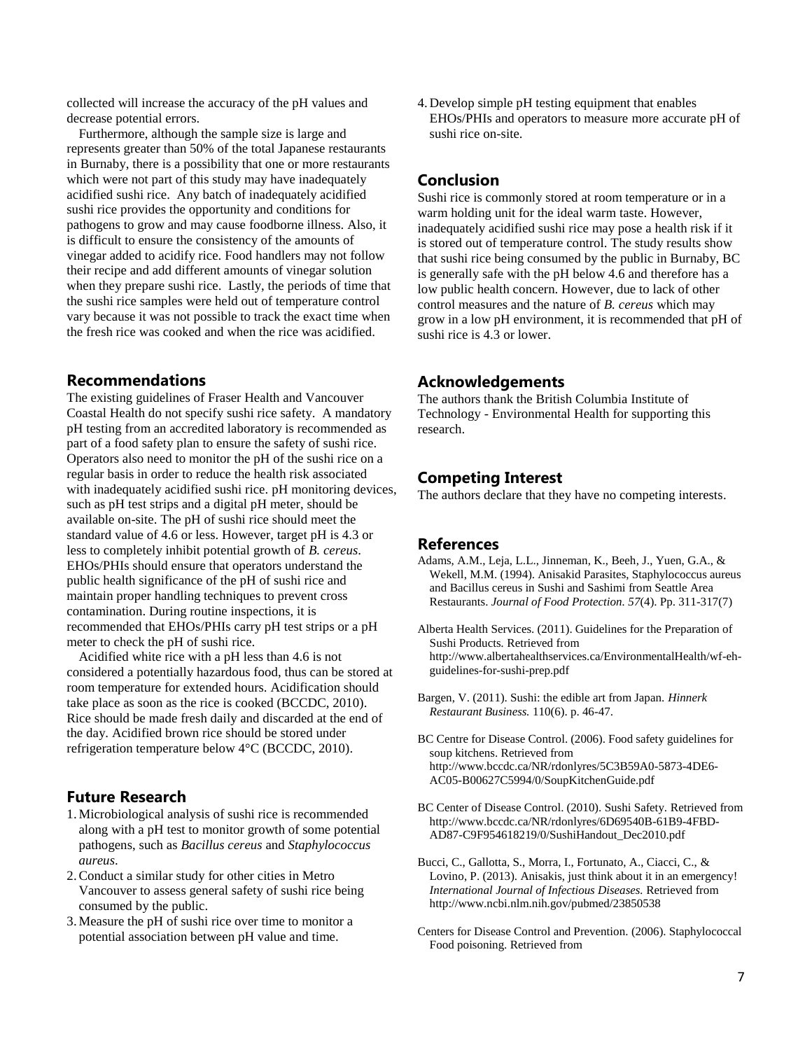collected will increase the accuracy of the pH values and decrease potential errors.

Furthermore, although the sample size is large and represents greater than 50% of the total Japanese restaurants in Burnaby, there is a possibility that one or more restaurants which were not part of this study may have inadequately acidified sushi rice. Any batch of inadequately acidified sushi rice provides the opportunity and conditions for pathogens to grow and may cause foodborne illness. Also, it is difficult to ensure the consistency of the amounts of vinegar added to acidify rice. Food handlers may not follow their recipe and add different amounts of vinegar solution when they prepare sushi rice. Lastly, the periods of time that the sushi rice samples were held out of temperature control vary because it was not possible to track the exact time when the fresh rice was cooked and when the rice was acidified.

## Recommendations

The existing guidelines of Fraser Health and Vancouver Coastal Health do not specify sushi rice safety. A mandatory pH testing from an accredited laboratory is recommended as part of a food safety plan to ensure the safety of sushi rice. Operators also need to monitor the pH of the sushi rice on a regular basis in order to reduce the health risk associated with inadequately acidified sushi rice. pH monitoring devices, such as pH test strips and a digital pH meter, should be available on-site. The pH of sushi rice should meet the standard value of 4.6 or less. However, target pH is 4.3 or less to completely inhibit potential growth of *B. cereus*. EHOs/PHIs should ensure that operators understand the public health significance of the pH of sushi rice and maintain proper handling techniques to prevent cross contamination. During routine inspections, it is recommended that EHOs/PHIs carry pH test strips or a pH meter to check the pH of sushi rice.

Acidified white rice with a pH less than 4.6 is not considered a potentially hazardous food, thus can be stored at room temperature for extended hours. Acidification should take place as soon as the rice is cooked (BCCDC, 2010). Rice should be made fresh daily and discarded at the end of the day. Acidified brown rice should be stored under refrigeration temperature below 4°C (BCCDC, 2010).

## Future Research

1. Microbiological analysis of sushi rice is recommended along with a pH test to monitor growth of some potential pathogens, such as *Bacillus cereus* and *Staphylococcus aureus*.
2. Conduct a similar study for other cities in Metro Vancouver to assess general safety of sushi rice being consumed by the public.
3. Measure the pH of sushi rice over time to monitor a potential association between pH value and time.
4. Develop simple pH testing equipment that enables EHOs/PHIs and operators to measure more accurate pH of sushi rice on-site.

## Conclusion

Sushi rice is commonly stored at room temperature or in a warm holding unit for the ideal warm taste. However, inadequately acidified sushi rice may pose a health risk if it is stored out of temperature control. The study results show that sushi rice being consumed by the public in Burnaby, BC is generally safe with the pH below 4.6 and therefore has a low public health concern. However, due to lack of other control measures and the nature of *B. cereus* which may grow in a low pH environment, it is recommended that pH of sushi rice is 4.3 or lower.

## Acknowledgements

The authors thank the British Columbia Institute of Technology - Environmental Health for supporting this research.

## Competing Interest

The authors declare that they have no competing interests.

## References

Adams, A.M., Leja, L.L., Jinneman, K., Beeh, J., Yuen, G.A., & Wekell, M.M. (1994). Anisakid Parasites, Staphylococcus aureus and Bacillus cereus in Sushi and Sashimi from Seattle Area Restaurants. *Journal of Food Protection. 57*(4). Pp. 311-317(7)

Alberta Health Services. (2011). Guidelines for the Preparation of Sushi Products. Retrieved from http://www.albertahealthservices.ca/EnvironmentalHealth/wf-eh-guidelines-for-sushi-prep.pdf

Bargen, V. (2011). Sushi: the edible art from Japan. *Hinnerk Restaurant Business.* 110(6). p. 46-47.

BC Centre for Disease Control. (2006). Food safety guidelines for soup kitchens. Retrieved from http://www.bccdc.ca/NR/rdonlyres/5C3B59A0-5873-4DE6-AC05-B00627C5994/0/SoupKitchenGuide.pdf

BC Center of Disease Control. (2010). Sushi Safety. Retrieved from http://www.bccdc.ca/NR/rdonlyres/6D69540B-61B9-4FBD-AD87-C9F954618219/0/SushiHandout_Dec2010.pdf

Bucci, C., Gallotta, S., Morra, I., Fortunato, A., Ciacci, C., & Lovino, P. (2013). Anisakis, just think about it in an emergency! *International Journal of Infectious Diseases.* Retrieved from http://www.ncbi.nlm.nih.gov/pubmed/23850538

Centers for Disease Control and Prevention. (2006). Staphylococcal Food poisoning. Retrieved from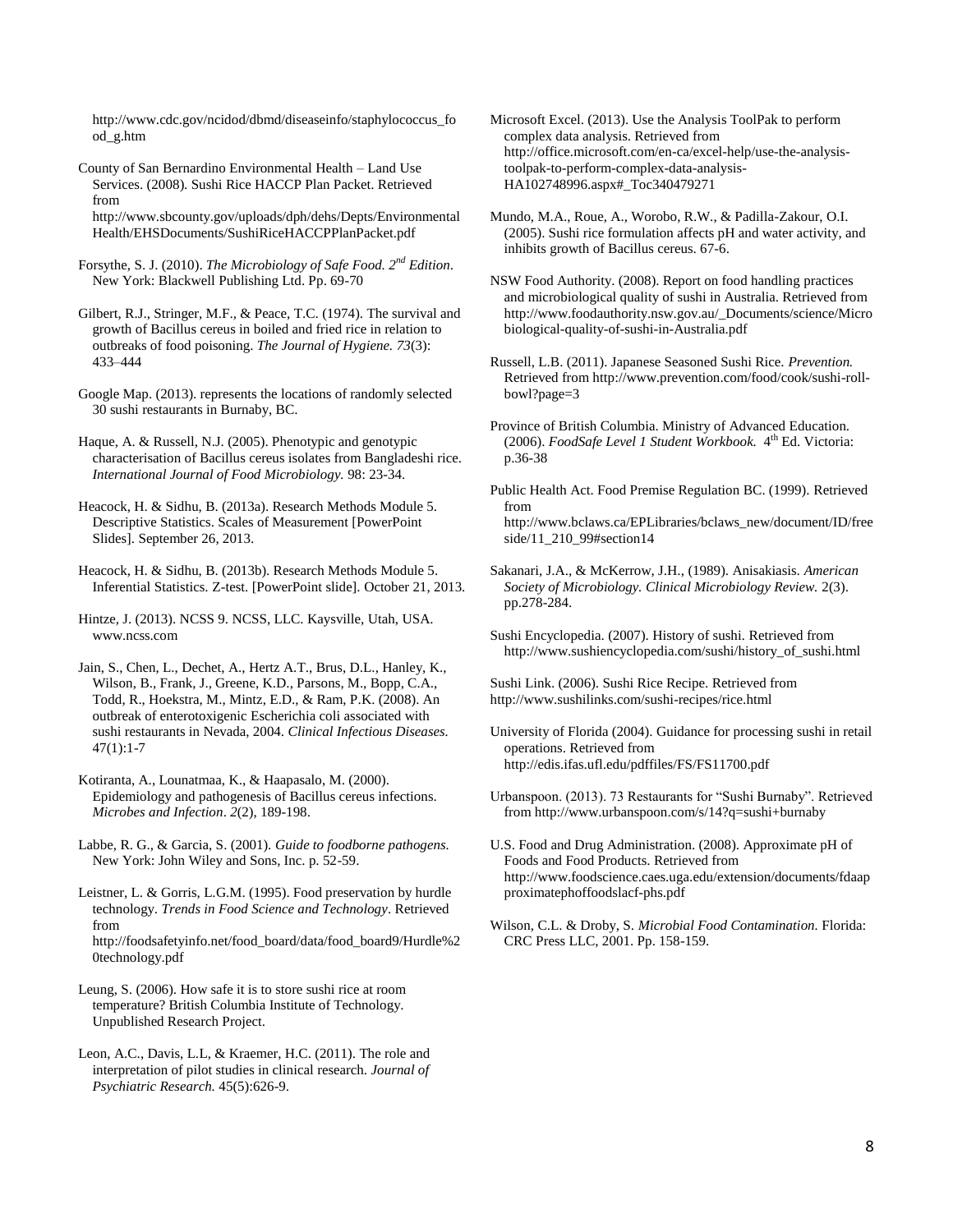http://www.cdc.gov/ncidod/dbmd/diseaseinfo/staphylococcus_food_g.htm

County of San Bernardino Environmental Health – Land Use Services. (2008). Sushi Rice HACCP Plan Packet. Retrieved from http://www.sbcounty.gov/uploads/dph/dehs/Depts/EnvironmentalHealth/EHSDocuments/SushiRiceHACCPPlanPacket.pdf

Forsythe, S. J. (2010). *The Microbiology of Safe Food. 2nd Edition*. New York: Blackwell Publishing Ltd. Pp. 69-70

Gilbert, R.J., Stringer, M.F., & Peace, T.C. (1974). The survival and growth of Bacillus cereus in boiled and fried rice in relation to outbreaks of food poisoning. *The Journal of Hygiene. 73*(3): 433–444

Google Map. (2013). represents the locations of randomly selected 30 sushi restaurants in Burnaby, BC.

Haque, A. & Russell, N.J. (2005). Phenotypic and genotypic characterisation of Bacillus cereus isolates from Bangladeshi rice. *International Journal of Food Microbiology.* 98: 23-34.

Heacock, H. & Sidhu, B. (2013a). Research Methods Module 5. Descriptive Statistics. Scales of Measurement [PowerPoint Slides]. September 26, 2013.

Heacock, H. & Sidhu, B. (2013b). Research Methods Module 5. Inferential Statistics. Z-test. [PowerPoint slide]. October 21, 2013.

Hintze, J. (2013). NCSS 9. NCSS, LLC. Kaysville, Utah, USA. www.ncss.com

Jain, S., Chen, L., Dechet, A., Hertz A.T., Brus, D.L., Hanley, K., Wilson, B., Frank, J., Greene, K.D., Parsons, M., Bopp, C.A., Todd, R., Hoekstra, M., Mintz, E.D., & Ram, P.K. (2008). An outbreak of enterotoxigenic Escherichia coli associated with sushi restaurants in Nevada, 2004. *Clinical Infectious Diseases.* 47(1):1-7

Kotiranta, A., Lounatmaa, K., & Haapasalo, M. (2000). Epidemiology and pathogenesis of Bacillus cereus infections. *Microbes and Infection*. *2*(2), 189-198.

Labbe, R. G., & Garcia, S. (2001). *Guide to foodborne pathogens.* New York: John Wiley and Sons, Inc. p. 52-59.

Leistner, L. & Gorris, L.G.M. (1995). Food preservation by hurdle technology. *Trends in Food Science and Technology*. Retrieved from http://foodsafetyinfo.net/food_board/data/food_board9/Hurdle%20technology.pdf

Leung, S. (2006). How safe it is to store sushi rice at room temperature? British Columbia Institute of Technology. Unpublished Research Project.

Leon, A.C., Davis, L.L, & Kraemer, H.C. (2011). The role and interpretation of pilot studies in clinical research. *Journal of Psychiatric Research.* 45(5):626-9.

Microsoft Excel. (2013). Use the Analysis ToolPak to perform complex data analysis. Retrieved from http://office.microsoft.com/en-ca/excel-help/use-the-analysis-toolpak-to-perform-complex-data-analysis-HA102748996.aspx#_Toc340479271

Mundo, M.A., Roue, A., Worobo, R.W., & Padilla-Zakour, O.I. (2005). Sushi rice formulation affects pH and water activity, and inhibits growth of Bacillus cereus. 67-6.

NSW Food Authority. (2008). Report on food handling practices and microbiological quality of sushi in Australia. Retrieved from http://www.foodauthority.nsw.gov.au/_Documents/science/Microbiological-quality-of-sushi-in-Australia.pdf

Russell, L.B. (2011). Japanese Seasoned Sushi Rice. *Prevention.* Retrieved from http://www.prevention.com/food/cook/sushi-roll-bowl?page=3

Province of British Columbia. Ministry of Advanced Education. (2006). *FoodSafe Level 1 Student Workbook.* 4th Ed. Victoria: p.36-38

Public Health Act. Food Premise Regulation BC. (1999). Retrieved from http://www.bclaws.ca/EPLibraries/bclaws_new/document/ID/freeside/11_210_99#section14

Sakanari, J.A., & McKerrow, J.H., (1989). Anisakiasis. *American Society of Microbiology. Clinical Microbiology Review.* 2(3). pp.278-284.

Sushi Encyclopedia. (2007). History of sushi. Retrieved from http://www.sushiencyclopedia.com/sushi/history_of_sushi.html

Sushi Link. (2006). Sushi Rice Recipe. Retrieved from http://www.sushilinks.com/sushi-recipes/rice.html

University of Florida (2004). Guidance for processing sushi in retail operations. Retrieved from http://edis.ifas.ufl.edu/pdffiles/FS/FS11700.pdf

Urbanspoon. (2013). 73 Restaurants for "Sushi Burnaby". Retrieved from http://www.urbanspoon.com/s/14?q=sushi+burnaby

U.S. Food and Drug Administration. (2008). Approximate pH of Foods and Food Products. Retrieved from http://www.foodscience.caes.uga.edu/extension/documents/fdaapproximatephoffoodslacf-phs.pdf

Wilson, C.L. & Droby, S. *Microbial Food Contamination.* Florida: CRC Press LLC, 2001. Pp. 158-159.